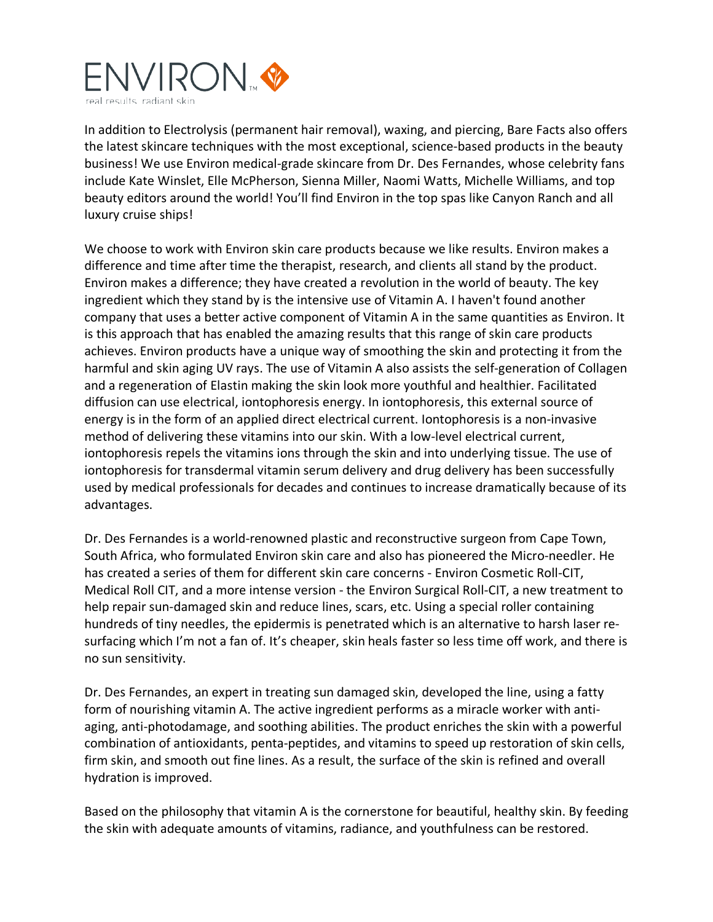ENVIRON™

real results. radiant skin

In addition to Electrolysis (permanent hair removal), waxing, and piercing, Bare Facts also offers the latest skincare techniques with the most exceptional, science-based products in the beauty business! We use Environ medical-grade skincare from Dr. Des Fernandes, whose celebrity fans include Kate Winslet, Elle McPherson, Sienna Miller, Naomi Watts, Michelle Williams, and top beauty editors around the world! You'll find Environ in the top spas like Canyon Ranch and all luxury cruise ships!

We choose to work with Environ skin care products because we like results. Environ makes a difference and time after time the therapist, research, and clients all stand by the product. Environ makes a difference; they have created a revolution in the world of beauty. The key ingredient which they stand by is the intensive use of Vitamin A. I haven't found another company that uses a better active component of Vitamin A in the same quantities as Environ. It is this approach that has enabled the amazing results that this range of skin care products achieves. Environ products have a unique way of smoothing the skin and protecting it from the harmful and skin aging UV rays. The use of Vitamin A also assists the self-generation of Collagen and a regeneration of Elastin making the skin look more youthful and healthier. Facilitated diffusion can use electrical, iontophoresis energy. In iontophoresis, this external source of energy is in the form of an applied direct electrical current. Iontophoresis is a non-invasive method of delivering these vitamins into our skin. With a low-level electrical current, iontophoresis repels the vitamins ions through the skin and into underlying tissue. The use of iontophoresis for transdermal vitamin serum delivery and drug delivery has been successfully used by medical professionals for decades and continues to increase dramatically because of its advantages.

Dr. Des Fernandes is a world-renowned plastic and reconstructive surgeon from Cape Town, South Africa, who formulated Environ skin care and also has pioneered the Micro-needler. He has created a series of them for different skin care concerns - Environ Cosmetic Roll-CIT, Medical Roll CIT, and a more intense version - the Environ Surgical Roll-CIT, a new treatment to help repair sun-damaged skin and reduce lines, scars, etc. Using a special roller containing hundreds of tiny needles, the epidermis is penetrated which is an alternative to harsh laser re-surfacing which I'm not a fan of. It's cheaper, skin heals faster so less time off work, and there is no sun sensitivity.

Dr. Des Fernandes, an expert in treating sun damaged skin, developed the line, using a fatty form of nourishing vitamin A. The active ingredient performs as a miracle worker with anti-aging, anti-photodamage, and soothing abilities. The product enriches the skin with a powerful combination of antioxidants, penta-peptides, and vitamins to speed up restoration of skin cells, firm skin, and smooth out fine lines. As a result, the surface of the skin is refined and overall hydration is improved.

Based on the philosophy that vitamin A is the cornerstone for beautiful, healthy skin. By feeding the skin with adequate amounts of vitamins, radiance, and youthfulness can be restored.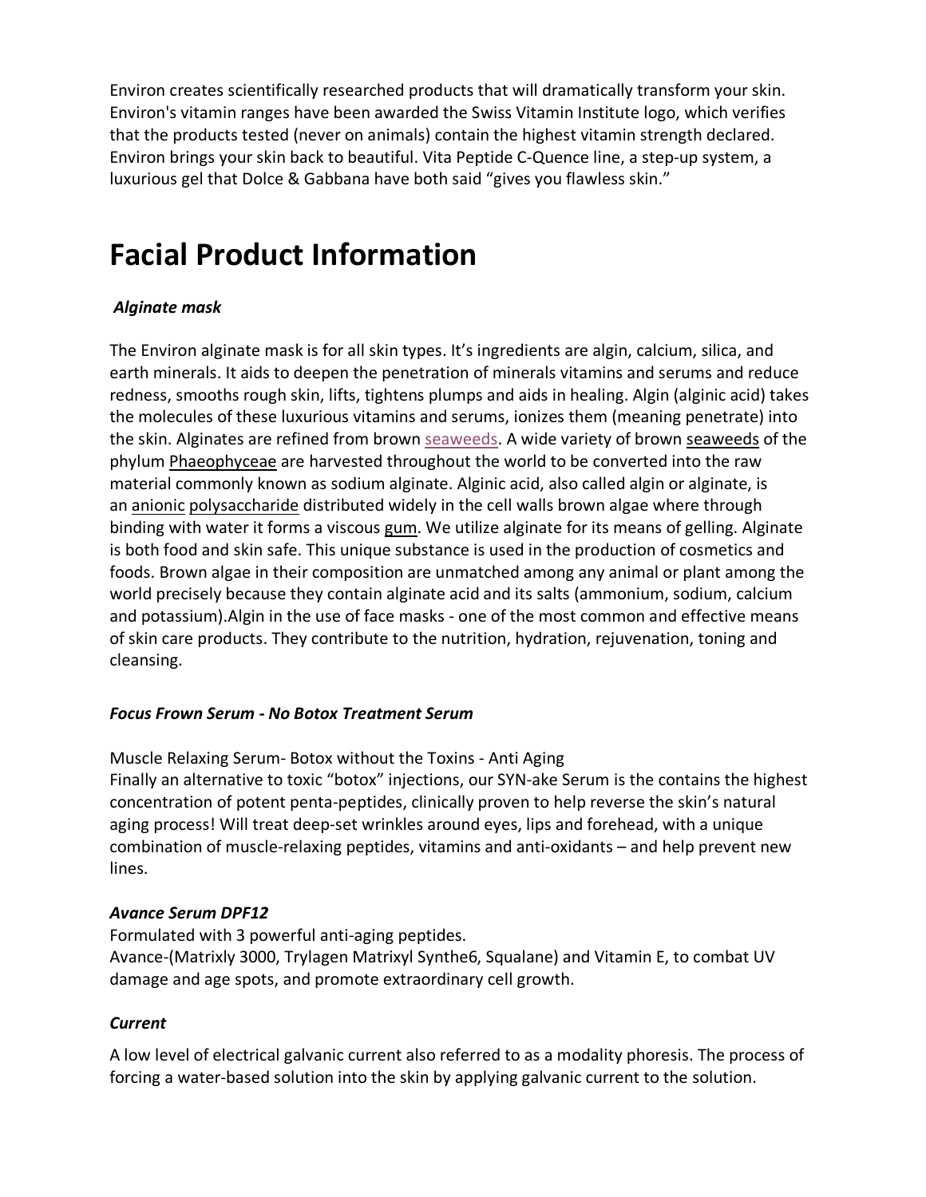Environ creates scientifically researched products that will dramatically transform your skin. Environ's vitamin ranges have been awarded the Swiss Vitamin Institute logo, which verifies that the products tested (never on animals) contain the highest vitamin strength declared. Environ brings your skin back to beautiful. Vita Peptide C-Quence line, a step-up system, a luxurious gel that Dolce & Gabbana have both said "gives you flawless skin."

# Facial Product Information

***Alginate mask***

The Environ alginate mask is for all skin types. It's ingredients are algin, calcium, silica, and earth minerals. It aids to deepen the penetration of minerals vitamins and serums and reduce redness, smooths rough skin, lifts, tightens plumps and aids in healing. Algin (alginic acid) takes the molecules of these luxurious vitamins and serums, ionizes them (meaning penetrate) into the skin. Alginates are refined from brown seaweeds. A wide variety of brown seaweeds of the phylum Phaeophyceae are harvested throughout the world to be converted into the raw material commonly known as sodium alginate. Alginic acid, also called algin or alginate, is an anionic polysaccharide distributed widely in the cell walls brown algae where through binding with water it forms a viscous gum. We utilize alginate for its means of gelling. Alginate is both food and skin safe. This unique substance is used in the production of cosmetics and foods. Brown algae in their composition are unmatched among any animal or plant among the world precisely because they contain alginate acid and its salts (ammonium, sodium, calcium and potassium).Algin in the use of face masks - one of the most common and effective means of skin care products. They contribute to the nutrition, hydration, rejuvenation, toning and cleansing.

***Focus Frown Serum - No Botox Treatment Serum***

Muscle Relaxing Serum- Botox without the Toxins - Anti Aging
Finally an alternative to toxic "botox" injections, our SYN-ake Serum is the contains the highest concentration of potent penta-peptides, clinically proven to help reverse the skin's natural aging process! Will treat deep-set wrinkles around eyes, lips and forehead, with a unique combination of muscle-relaxing peptides, vitamins and anti-oxidants – and help prevent new lines.

***Avance Serum DPF12***

Formulated with 3 powerful anti-aging peptides.
Avance-(Matrixly 3000, Trylagen Matrixyl Synthe6, Squalane) and Vitamin E, to combat UV damage and age spots, and promote extraordinary cell growth.

***Current***

A low level of electrical galvanic current also referred to as a modality phoresis. The process of forcing a water-based solution into the skin by applying galvanic current to the solution.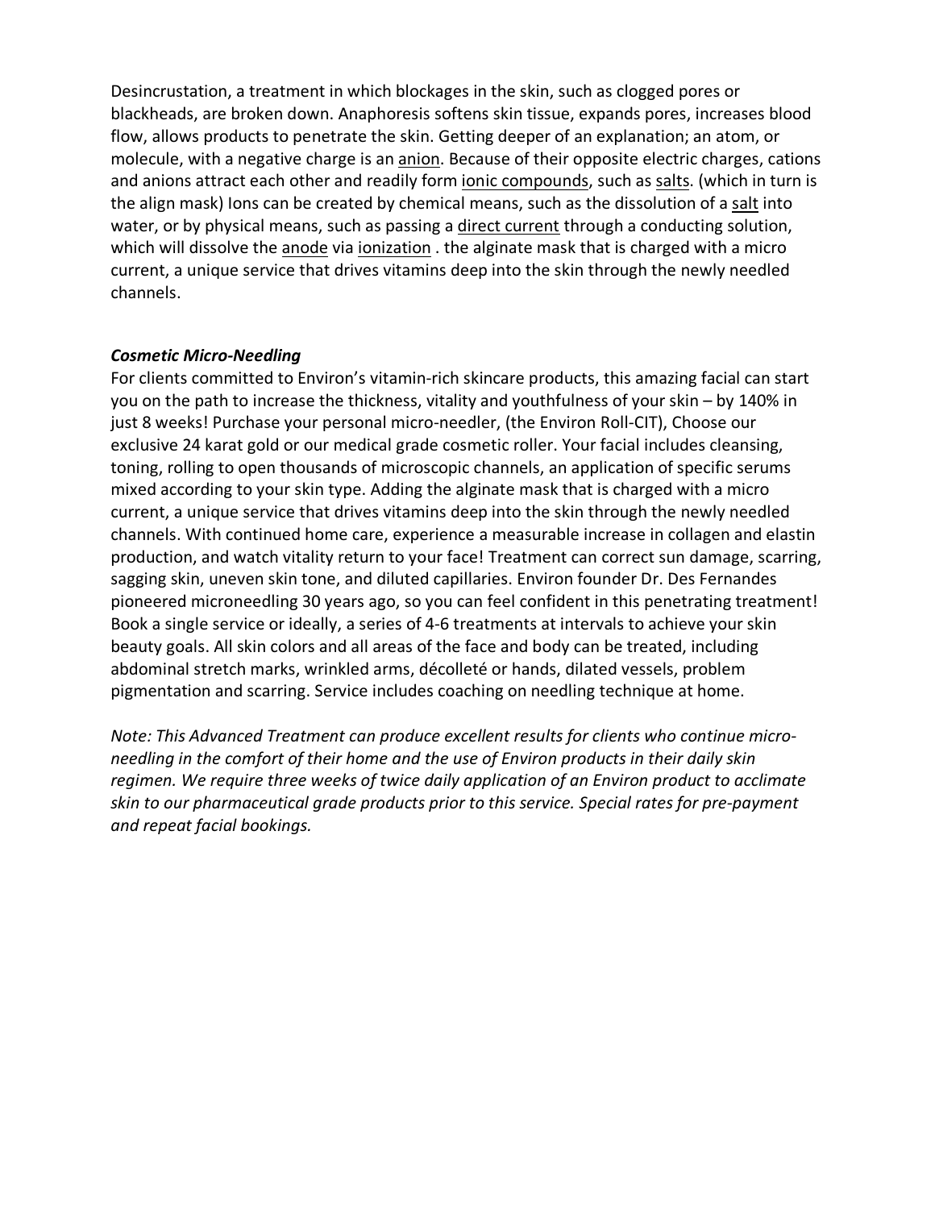Desincrustation, a treatment in which blockages in the skin, such as clogged pores or blackheads, are broken down. Anaphoresis softens skin tissue, expands pores, increases blood flow, allows products to penetrate the skin. Getting deeper of an explanation; an atom, or molecule, with a negative charge is an anion. Because of their opposite electric charges, cations and anions attract each other and readily form ionic compounds, such as salts. (which in turn is the align mask) Ions can be created by chemical means, such as the dissolution of a salt into water, or by physical means, such as passing a direct current through a conducting solution, which will dissolve the anode via ionization . the alginate mask that is charged with a micro current, a unique service that drives vitamins deep into the skin through the newly needled channels.

***Cosmetic Micro-Needling***

For clients committed to Environ's vitamin-rich skincare products, this amazing facial can start you on the path to increase the thickness, vitality and youthfulness of your skin – by 140% in just 8 weeks! Purchase your personal micro-needler, (the Environ Roll-CIT), Choose our exclusive 24 karat gold or our medical grade cosmetic roller. Your facial includes cleansing, toning, rolling to open thousands of microscopic channels, an application of specific serums mixed according to your skin type. Adding the alginate mask that is charged with a micro current, a unique service that drives vitamins deep into the skin through the newly needled channels. With continued home care, experience a measurable increase in collagen and elastin production, and watch vitality return to your face! Treatment can correct sun damage, scarring, sagging skin, uneven skin tone, and diluted capillaries. Environ founder Dr. Des Fernandes pioneered microneedling 30 years ago, so you can feel confident in this penetrating treatment! Book a single service or ideally, a series of 4-6 treatments at intervals to achieve your skin beauty goals. All skin colors and all areas of the face and body can be treated, including abdominal stretch marks, wrinkled arms, décolleté or hands, dilated vessels, problem pigmentation and scarring. Service includes coaching on needling technique at home.

*Note: This Advanced Treatment can produce excellent results for clients who continue micro-needling in the comfort of their home and the use of Environ products in their daily skin regimen. We require three weeks of twice daily application of an Environ product to acclimate skin to our pharmaceutical grade products prior to this service. Special rates for pre-payment and repeat facial bookings.*